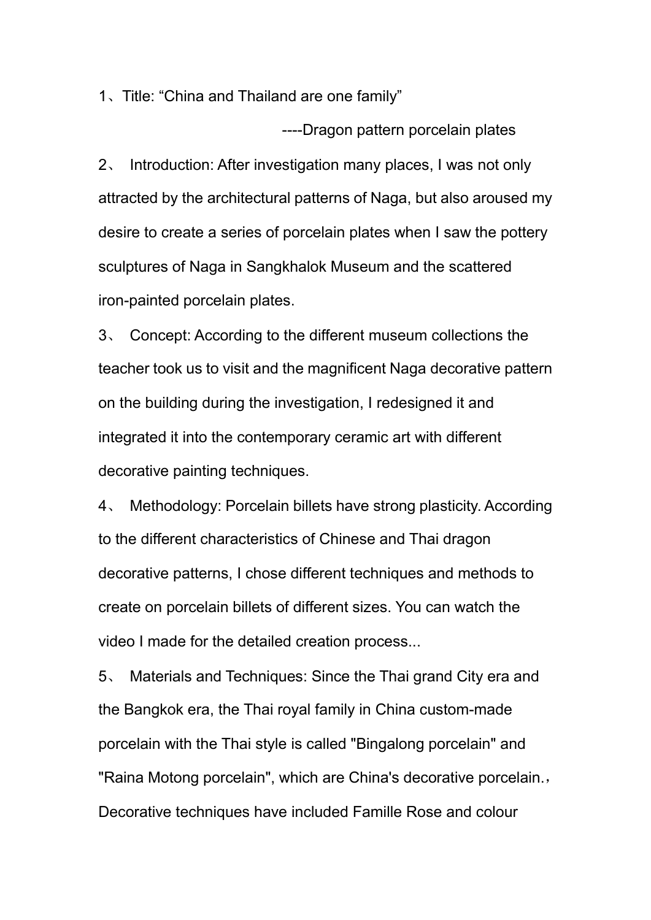1、Title: “China and Thailand are one family”

----Dragon pattern porcelain plates

2、 Introduction: After investigation many places, I was not only attracted by the architectural patterns of Naga, but also aroused my desire to create a series of porcelain plates when I saw the pottery sculptures of Naga in Sangkhalok Museum and the scattered iron-painted porcelain plates.

3、 Concept: According to the different museum collections the teacher took us to visit and the magnificent Naga decorative pattern on the building during the investigation, I redesigned it and integrated it into the contemporary ceramic art with different decorative painting techniques.

4、 Methodology: Porcelain billets have strong plasticity. According to the different characteristics of Chinese and Thai dragon decorative patterns, I chose different techniques and methods to create on porcelain billets of different sizes. You can watch the video I made for the detailed creation process...

5、 Materials and Techniques: Since the Thai grand City era and the Bangkok era, the Thai royal family in China custom-made porcelain with the Thai style is called "Bingalong porcelain" and "Raina Motong porcelain", which are China's decorative porcelain.，Decorative techniques have included Famille Rose and colour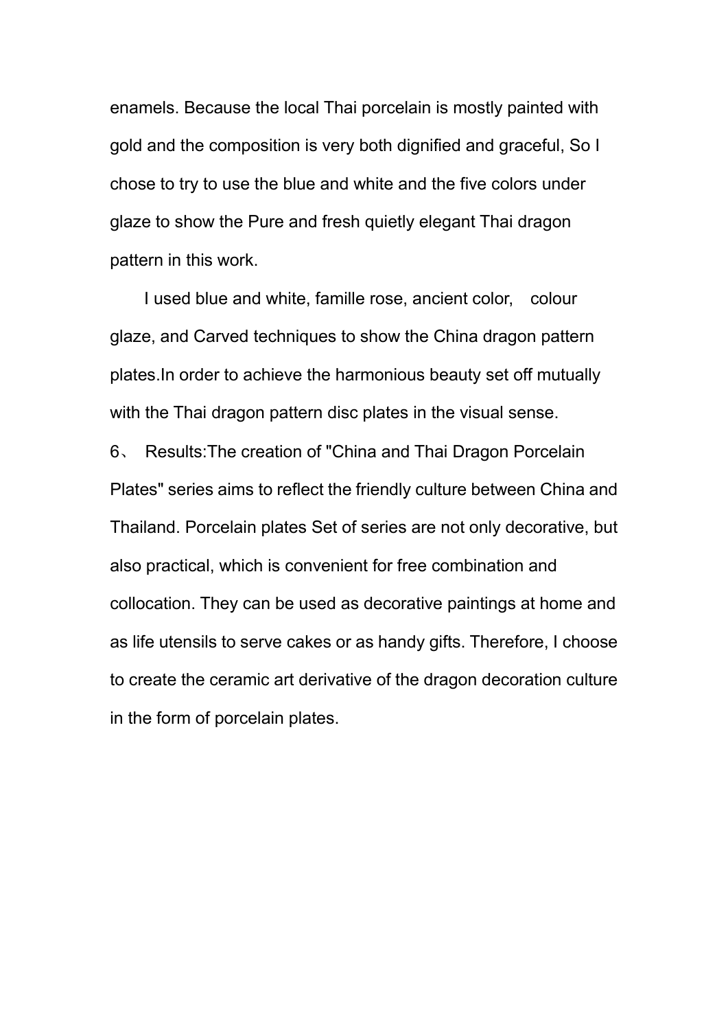enamels. Because the local Thai porcelain is mostly painted with gold and the composition is very both dignified and graceful, So I chose to try to use the blue and white and the five colors under glaze to show the Pure and fresh quietly elegant Thai dragon pattern in this work.

I used blue and white, famille rose, ancient color,  colour glaze, and Carved techniques to show the China dragon pattern plates.In order to achieve the harmonious beauty set off mutually with the Thai dragon pattern disc plates in the visual sense.

6、 Results:The creation of "China and Thai Dragon Porcelain Plates" series aims to reflect the friendly culture between China and Thailand. Porcelain plates Set of series are not only decorative, but also practical, which is convenient for free combination and collocation. They can be used as decorative paintings at home and as life utensils to serve cakes or as handy gifts. Therefore, I choose to create the ceramic art derivative of the dragon decoration culture in the form of porcelain plates.